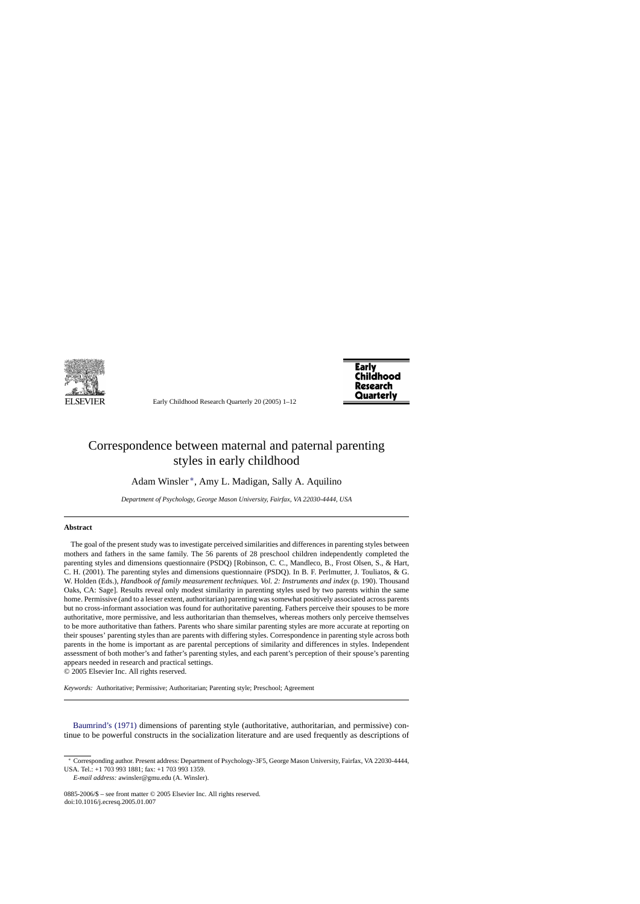# Correspondence between maternal and paternal parenting styles in early childhood

Adam Winsler*, Amy L. Madigan, Sally A. Aquilino

*Department of Psychology, George Mason University, Fairfax, VA 22030-4444, USA*

## Abstract

The goal of the present study was to investigate perceived similarities and differences in parenting styles between mothers and fathers in the same family. The 56 parents of 28 preschool children independently completed the parenting styles and dimensions questionnaire (PSDQ) [Robinson, C. C., Mandleco, B., Frost Olsen, S., & Hart, C. H. (2001). The parenting styles and dimensions questionnaire (PSDQ). In B. F. Perlmutter, J. Touliatos, & G. W. Holden (Eds.), *Handbook of family measurement techniques. Vol. 2: Instruments and index* (p. 190). Thousand Oaks, CA: Sage]. Results reveal only modest similarity in parenting styles used by two parents within the same home. Permissive (and to a lesser extent, authoritarian) parenting was somewhat positively associated across parents but no cross-informant association was found for authoritative parenting. Fathers perceive their spouses to be more authoritative, more permissive, and less authoritarian than themselves, whereas mothers only perceive themselves to be more authoritative than fathers. Parents who share similar parenting styles are more accurate at reporting on their spouses' parenting styles than are parents with differing styles. Correspondence in parenting style across both parents in the home is important as are parental perceptions of similarity and differences in styles. Independent assessment of both mother's and father's parenting styles, and each parent's perception of their spouse's parenting appears needed in research and practical settings.

© 2005 Elsevier Inc. All rights reserved.

*Keywords:* Authoritative; Permissive; Authoritarian; Parenting style; Preschool; Agreement

Baumrind's (1971) dimensions of parenting style (authoritative, authoritarian, and permissive) continue to be powerful constructs in the socialization literature and are used frequently as descriptions of

* Corresponding author. Present address: Department of Psychology-3F5, George Mason University, Fairfax, VA 22030-4444, USA. Tel.: +1 703 993 1881; fax: +1 703 993 1359.

*E-mail address:* awinsler@gmu.edu (A. Winsler).

0885-2006/$ – see front matter © 2005 Elsevier Inc. All rights reserved.
doi:10.1016/j.ecresq.2005.01.007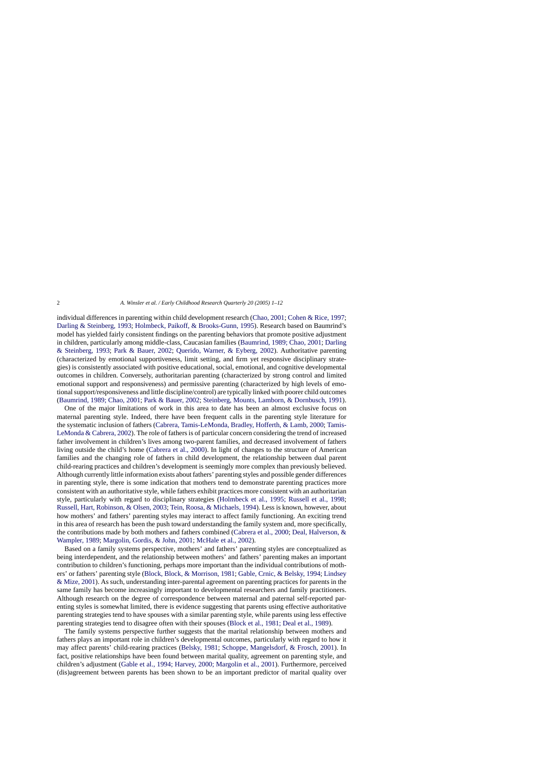individual differences in parenting within child development research (Chao, 2001; Cohen & Rice, 1997; Darling & Steinberg, 1993; Holmbeck, Paikoff, & Brooks-Gunn, 1995). Research based on Baumrind's model has yielded fairly consistent findings on the parenting behaviors that promote positive adjustment in children, particularly among middle-class, Caucasian families (Baumrind, 1989; Chao, 2001; Darling & Steinberg, 1993; Park & Bauer, 2002; Querido, Warner, & Eyberg, 2002). Authoritative parenting (characterized by emotional supportiveness, limit setting, and firm yet responsive disciplinary strategies) is consistently associated with positive educational, social, emotional, and cognitive developmental outcomes in children. Conversely, authoritarian parenting (characterized by strong control and limited emotional support and responsiveness) and permissive parenting (characterized by high levels of emotional support/responsiveness and little discipline/control) are typically linked with poorer child outcomes (Baumrind, 1989; Chao, 2001; Park & Bauer, 2002; Steinberg, Mounts, Lamborn, & Dornbusch, 1991).

One of the major limitations of work in this area to date has been an almost exclusive focus on maternal parenting style. Indeed, there have been frequent calls in the parenting style literature for the systematic inclusion of fathers (Cabrera, Tamis-LeMonda, Bradley, Hofferth, & Lamb, 2000; Tamis-LeMonda & Cabrera, 2002). The role of fathers is of particular concern considering the trend of increased father involvement in children's lives among two-parent families, and decreased involvement of fathers living outside the child's home (Cabrera et al., 2000). In light of changes to the structure of American families and the changing role of fathers in child development, the relationship between dual parent child-rearing practices and children's development is seemingly more complex than previously believed. Although currently little information exists about fathers' parenting styles and possible gender differences in parenting style, there is some indication that mothers tend to demonstrate parenting practices more consistent with an authoritative style, while fathers exhibit practices more consistent with an authoritarian style, particularly with regard to disciplinary strategies (Holmbeck et al., 1995; Russell et al., 1998; Russell, Hart, Robinson, & Olsen, 2003; Tein, Roosa, & Michaels, 1994). Less is known, however, about how mothers' and fathers' parenting styles may interact to affect family functioning. An exciting trend in this area of research has been the push toward understanding the family system and, more specifically, the contributions made by both mothers and fathers combined (Cabrera et al., 2000; Deal, Halverson, & Wampler, 1989; Margolin, Gordis, & John, 2001; McHale et al., 2002).

Based on a family systems perspective, mothers' and fathers' parenting styles are conceptualized as being interdependent, and the relationship between mothers' and fathers' parenting makes an important contribution to children's functioning, perhaps more important than the individual contributions of mothers' or fathers' parenting style (Block, Block, & Morrison, 1981; Gable, Crnic, & Belsky, 1994; Lindsey & Mize, 2001). As such, understanding inter-parental agreement on parenting practices for parents in the same family has become increasingly important to developmental researchers and family practitioners. Although research on the degree of correspondence between maternal and paternal self-reported parenting styles is somewhat limited, there is evidence suggesting that parents using effective authoritative parenting strategies tend to have spouses with a similar parenting style, while parents using less effective parenting strategies tend to disagree often with their spouses (Block et al., 1981; Deal et al., 1989).

The family systems perspective further suggests that the marital relationship between mothers and fathers plays an important role in children's developmental outcomes, particularly with regard to how it may affect parents' child-rearing practices (Belsky, 1981; Schoppe, Mangelsdorf, & Frosch, 2001). In fact, positive relationships have been found between marital quality, agreement on parenting style, and children's adjustment (Gable et al., 1994; Harvey, 2000; Margolin et al., 2001). Furthermore, perceived (dis)agreement between parents has been shown to be an important predictor of marital quality over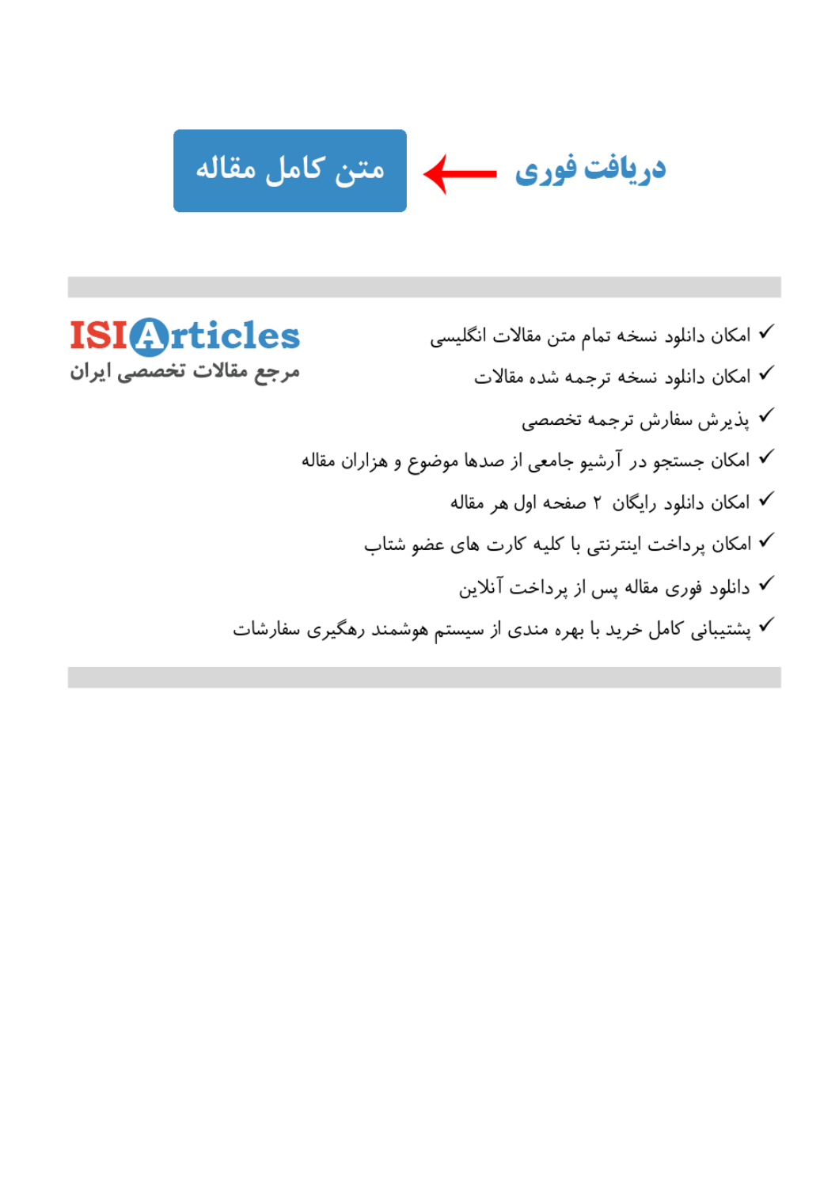دریافت فوری ← متن کامل مقاله

**ISIArticles**
مرجع مقالات تخصصی ایران

- ✓ امکان دانلود نسخه تمام متن مقالات انگلیسی
- ✓ امکان دانلود نسخه ترجمه شده مقالات
- ✓ پذیرش سفارش ترجمه تخصصی
- ✓ امکان جستجو در آرشیو جامعی از صدها موضوع و هزاران مقاله
- ✓ امکان دانلود رایگان ۲ صفحه اول هر مقاله
- ✓ امکان پرداخت اینترنتی با کلیه کارت های عضو شتاب
- ✓ دانلود فوری مقاله پس از پرداخت آنلاین
- ✓ پشتیبانی کامل خرید با بهره مندی از سیستم هوشمند رهگیری سفارشات